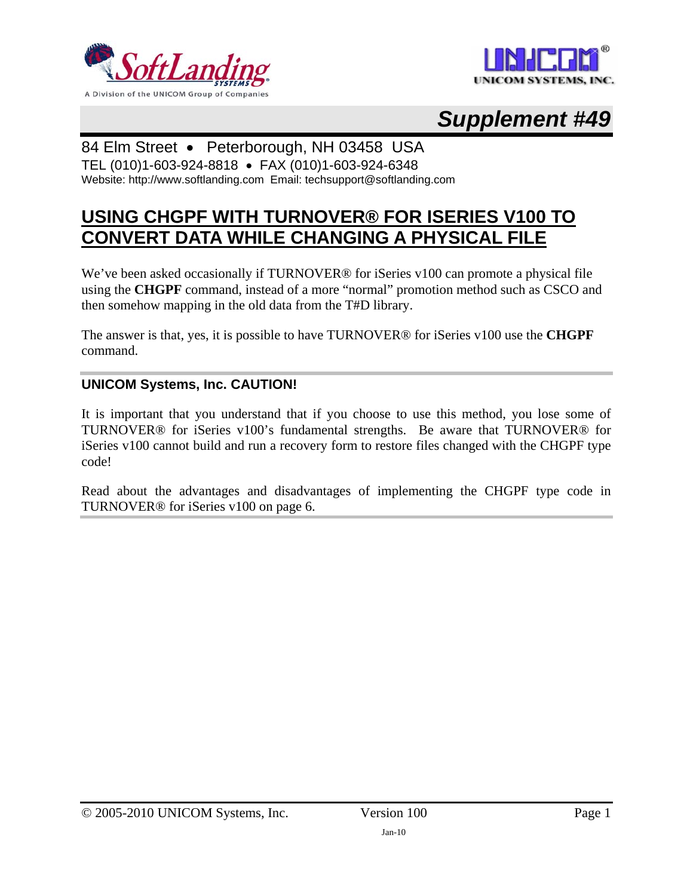# Supplement #49

84 Elm Street • Peterborough, NH 03458 USA
TEL (010)1-603-924-8818 • FAX (010)1-603-924-6348
Website: http://www.softlanding.com Email: techsupport@softlanding.com

## USING CHGPF WITH TURNOVER® FOR ISERIES V100 TO CONVERT DATA WHILE CHANGING A PHYSICAL FILE

We've been asked occasionally if TURNOVER® for iSeries v100 can promote a physical file using the **CHGPF** command, instead of a more "normal" promotion method such as CSCO and then somehow mapping in the old data from the T#D library.

The answer is that, yes, it is possible to have TURNOVER® for iSeries v100 use the **CHGPF** command.

### UNICOM Systems, Inc. CAUTION!

It is important that you understand that if you choose to use this method, you lose some of TURNOVER® for iSeries v100's fundamental strengths. Be aware that TURNOVER® for iSeries v100 cannot build and run a recovery form to restore files changed with the CHGPF type code!

Read about the advantages and disadvantages of implementing the CHGPF type code in TURNOVER® for iSeries v100 on page 6.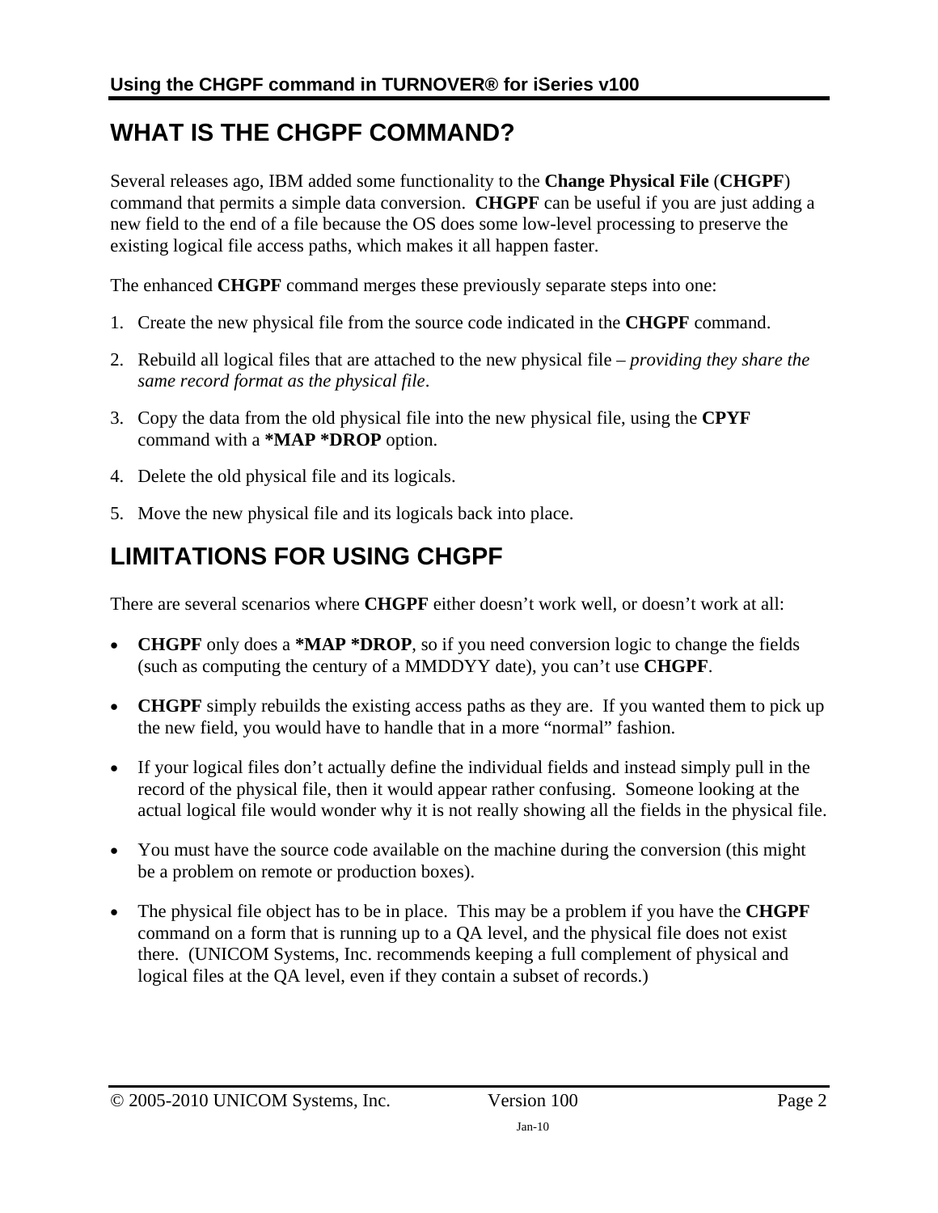# WHAT IS THE CHGPF COMMAND?

Several releases ago, IBM added some functionality to the **Change Physical File** (**CHGPF**) command that permits a simple data conversion. **CHGPF** can be useful if you are just adding a new field to the end of a file because the OS does some low-level processing to preserve the existing logical file access paths, which makes it all happen faster.

The enhanced **CHGPF** command merges these previously separate steps into one:

1. Create the new physical file from the source code indicated in the **CHGPF** command.
2. Rebuild all logical files that are attached to the new physical file – *providing they share the same record format as the physical file*.
3. Copy the data from the old physical file into the new physical file, using the **CPYF** command with a ***MAP *DROP** option.
4. Delete the old physical file and its logicals.
5. Move the new physical file and its logicals back into place.

# LIMITATIONS FOR USING CHGPF

There are several scenarios where **CHGPF** either doesn't work well, or doesn't work at all:

- **CHGPF** only does a ***MAP *DROP**, so if you need conversion logic to change the fields (such as computing the century of a MMDDYY date), you can't use **CHGPF**.
- **CHGPF** simply rebuilds the existing access paths as they are. If you wanted them to pick up the new field, you would have to handle that in a more "normal" fashion.
- If your logical files don't actually define the individual fields and instead simply pull in the record of the physical file, then it would appear rather confusing. Someone looking at the actual logical file would wonder why it is not really showing all the fields in the physical file.
- You must have the source code available on the machine during the conversion (this might be a problem on remote or production boxes).
- The physical file object has to be in place. This may be a problem if you have the **CHGPF** command on a form that is running up to a QA level, and the physical file does not exist there. (UNICOM Systems, Inc. recommends keeping a full complement of physical and logical files at the QA level, even if they contain a subset of records.)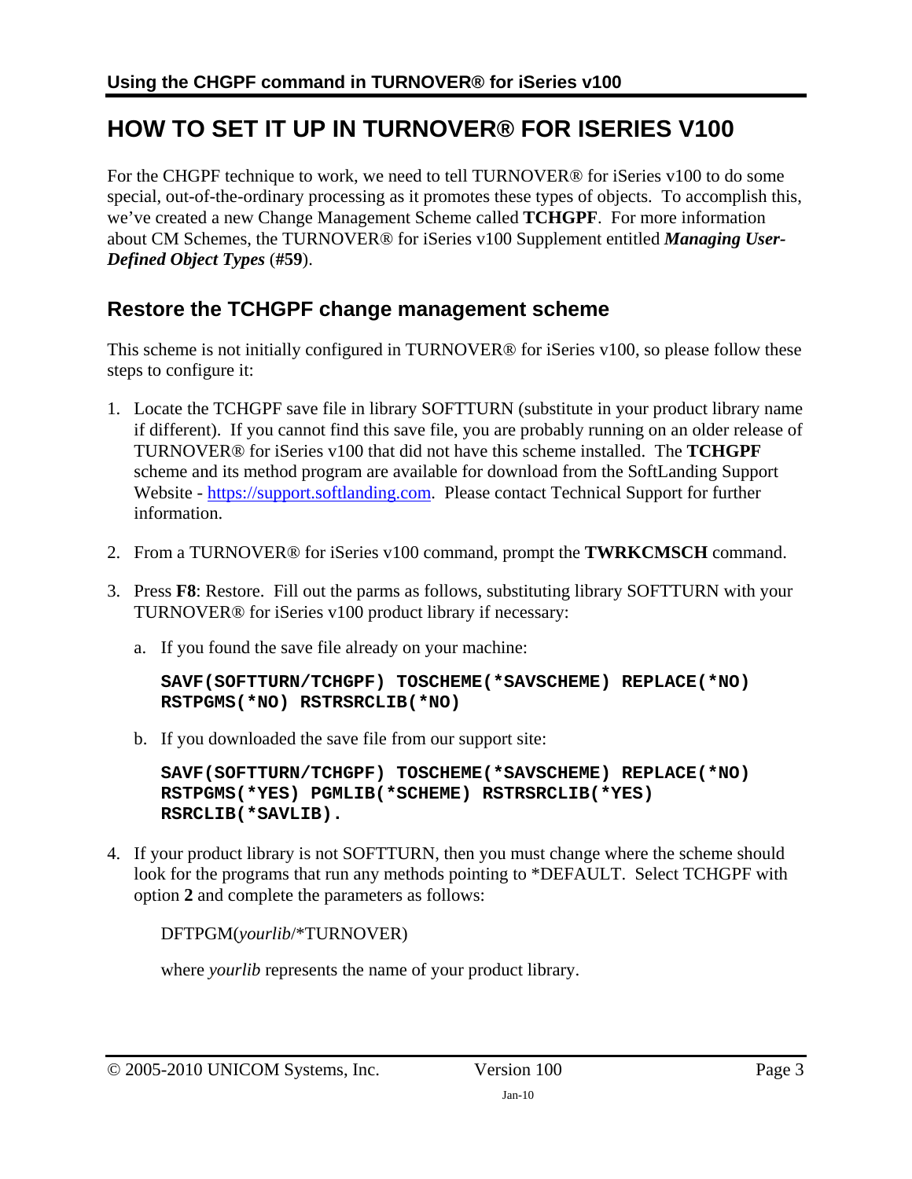# HOW TO SET IT UP IN TURNOVER® FOR ISERIES V100

For the CHGPF technique to work, we need to tell TURNOVER® for iSeries v100 to do some special, out-of-the-ordinary processing as it promotes these types of objects. To accomplish this, we've created a new Change Management Scheme called **TCHGPF**. For more information about CM Schemes, the TURNOVER® for iSeries v100 Supplement entitled ***Managing User-Defined Object Types*** (**#59**).

## Restore the TCHGPF change management scheme

This scheme is not initially configured in TURNOVER® for iSeries v100, so please follow these steps to configure it:

1. Locate the TCHGPF save file in library SOFTTURN (substitute in your product library name if different). If you cannot find this save file, you are probably running on an older release of TURNOVER® for iSeries v100 that did not have this scheme installed. The **TCHGPF** scheme and its method program are available for download from the SoftLanding Support Website - [https://support.softlanding.com](https://support.softlanding.com). Please contact Technical Support for further information.

2. From a TURNOVER® for iSeries v100 command, prompt the **TWRKCMSCH** command.

3. Press **F8**: Restore. Fill out the parms as follows, substituting library SOFTTURN with your TURNOVER® for iSeries v100 product library if necessary:

   a. If you found the save file already on your machine:

   ```
   SAVF(SOFTTURN/TCHGPF) TOSCHEME(*SAVSCHEME) REPLACE(*NO)
   RSTPGMS(*NO) RSTRSRCLIB(*NO)
   ```

   b. If you downloaded the save file from our support site:

   ```
   SAVF(SOFTTURN/TCHGPF) TOSCHEME(*SAVSCHEME) REPLACE(*NO)
   RSTPGMS(*YES) PGMLIB(*SCHEME) RSTRSRCLIB(*YES)
   RSRCLIB(*SAVLIB).
   ```

4. If your product library is not SOFTTURN, then you must change where the scheme should look for the programs that run any methods pointing to *DEFAULT. Select TCHGPF with option **2** and complete the parameters as follows:

   DFTPGM(*yourlib*/*TURNOVER)

   where *yourlib* represents the name of your product library.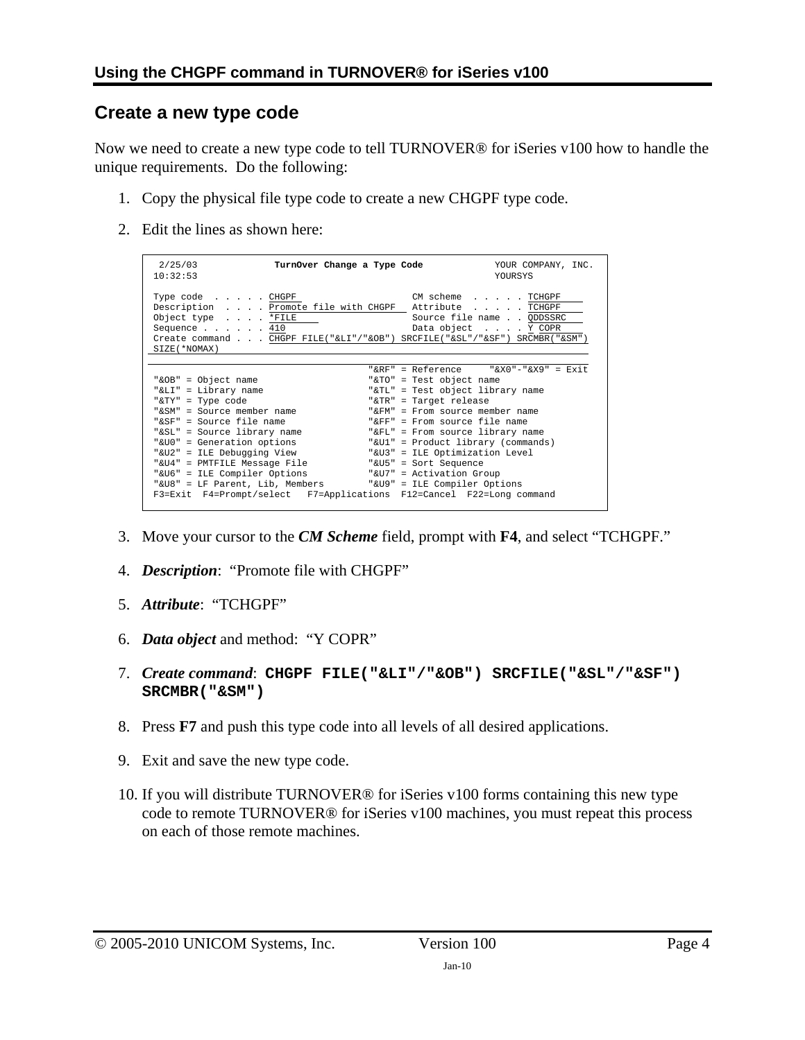## Create a new type code

Now we need to create a new type code to tell TURNOVER® for iSeries v100 how to handle the unique requirements. Do the following:

1. Copy the physical file type code to create a new CHGPF type code.
2. Edit the lines as shown here:

```
 2/25/03              TurnOver Change a Type Code             YOUR COMPANY, INC.
10:32:53                                                        YOURSYS

Type code  . . . . . CHGPF                       CM scheme  . . . . . TCHGPF
Description  . . . . Promote file with CHGPF     Attribute  . . . . . TCHGPF
Object type  . . . . *FILE                       Source file name . . QDDSSRC
Sequence . . . . . . 410                         Data object  . . . . Y COPR
Create command . . . CHGPF FILE("&LI"/"&OB") SRCFILE("&SL"/"&SF") SRCMBR("&SM")
SIZE(*NOMAX)

                                         "&RF" = Reference     "&X0"-"&X9" = Exit
"&OB" = Object name                      "&TO" = Test object name
"&LI" = Library name                     "&TL" = Test object library name
"&TY" = Type code                        "&TR" = Target release
"&SM" = Source member name               "&FM" = From source member name
"&SF" = Source file name                 "&FF" = From source file name
"&SL" = Source library name              "&FL" = From source library name
"&U0" = Generation options               "&U1" = Product library (commands)
"&U2" = ILE Debugging View               "&U3" = ILE Optimization Level
"&U4" = PMTFILE Message File             "&U5" = Sort Sequence
"&U6" = ILE Compiler Options             "&U7" = Activation Group
"&U8" = LF Parent, Lib, Members          "&U9" = ILE Compiler Options
F3=Exit  F4=Prompt/select   F7=Applications  F12=Cancel  F22=Long command
```

3. Move your cursor to the ***CM Scheme*** field, prompt with **F4**, and select "TCHGPF."
4. ***Description***: "Promote file with CHGPF"
5. ***Attribute***: "TCHGPF"
6. ***Data object*** and method: "Y COPR"
7. ***Create command***: **`CHGPF FILE("&LI"/"&OB") SRCFILE("&SL"/"&SF") SRCMBR("&SM")`**
8. Press **F7** and push this type code into all levels of all desired applications.
9. Exit and save the new type code.
10. If you will distribute TURNOVER® for iSeries v100 forms containing this new type code to remote TURNOVER® for iSeries v100 machines, you must repeat this process on each of those remote machines.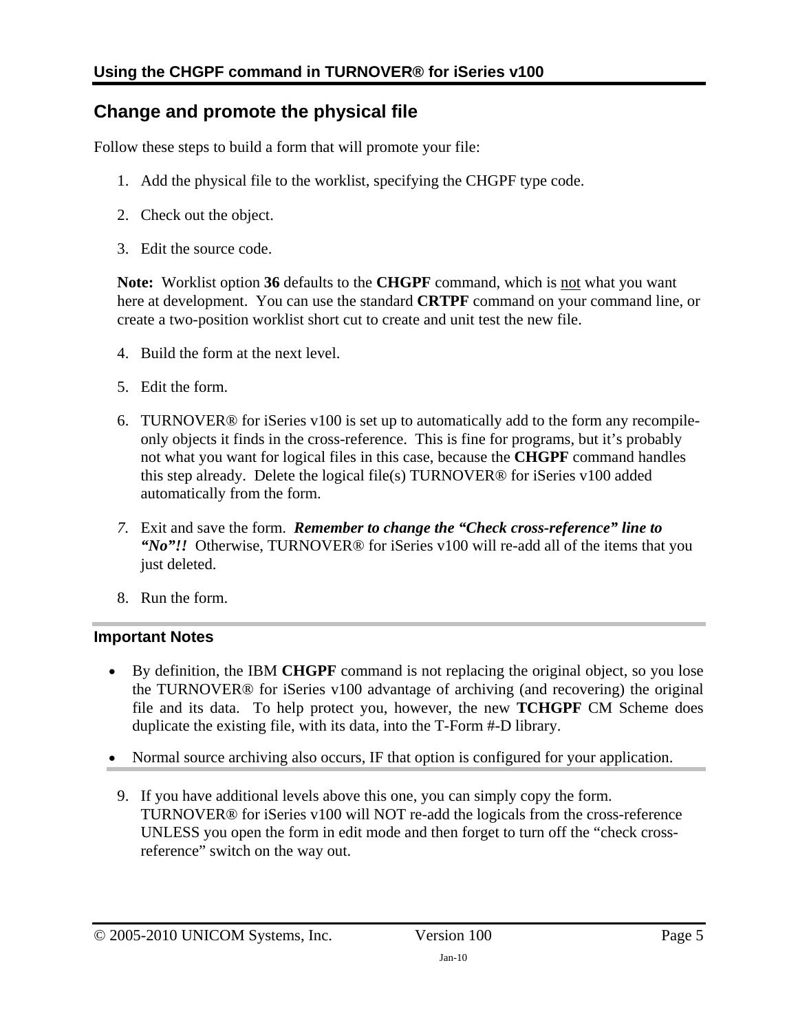## Change and promote the physical file

Follow these steps to build a form that will promote your file:

1. Add the physical file to the worklist, specifying the CHGPF type code.

2. Check out the object.

3. Edit the source code.

   **Note:** Worklist option **36** defaults to the **CHGPF** command, which is not what you want here at development. You can use the standard **CRTPF** command on your command line, or create a two-position worklist short cut to create and unit test the new file.

4. Build the form at the next level.

5. Edit the form.

6. TURNOVER® for iSeries v100 is set up to automatically add to the form any recompile-only objects it finds in the cross-reference. This is fine for programs, but it's probably not what you want for logical files in this case, because the **CHGPF** command handles this step already. Delete the logical file(s) TURNOVER® for iSeries v100 added automatically from the form.

7. Exit and save the form. ***Remember to change the "Check cross-reference" line to "No"!!*** Otherwise, TURNOVER® for iSeries v100 will re-add all of the items that you just deleted.

8. Run the form.

### Important Notes

- By definition, the IBM **CHGPF** command is not replacing the original object, so you lose the TURNOVER® for iSeries v100 advantage of archiving (and recovering) the original file and its data. To help protect you, however, the new **TCHGPF** CM Scheme does duplicate the existing file, with its data, into the T-Form #-D library.
- Normal source archiving also occurs, IF that option is configured for your application.

9. If you have additional levels above this one, you can simply copy the form. TURNOVER® for iSeries v100 will NOT re-add the logicals from the cross-reference UNLESS you open the form in edit mode and then forget to turn off the "check cross-reference" switch on the way out.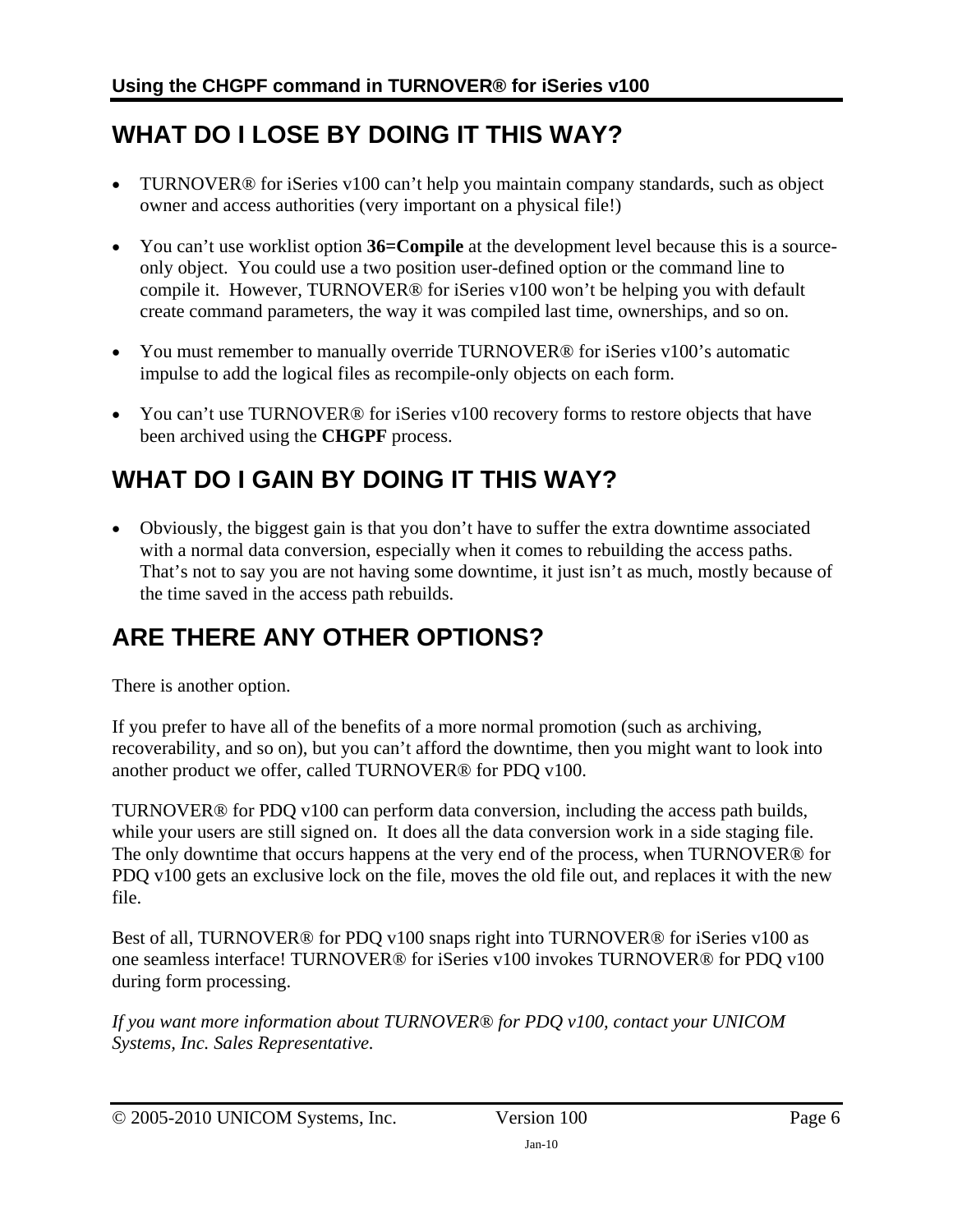## WHAT DO I LOSE BY DOING IT THIS WAY?

- TURNOVER® for iSeries v100 can't help you maintain company standards, such as object owner and access authorities (very important on a physical file!)
- You can't use worklist option **36=Compile** at the development level because this is a source-only object. You could use a two position user-defined option or the command line to compile it. However, TURNOVER® for iSeries v100 won't be helping you with default create command parameters, the way it was compiled last time, ownerships, and so on.
- You must remember to manually override TURNOVER® for iSeries v100's automatic impulse to add the logical files as recompile-only objects on each form.
- You can't use TURNOVER® for iSeries v100 recovery forms to restore objects that have been archived using the **CHGPF** process.

## WHAT DO I GAIN BY DOING IT THIS WAY?

- Obviously, the biggest gain is that you don't have to suffer the extra downtime associated with a normal data conversion, especially when it comes to rebuilding the access paths. That's not to say you are not having some downtime, it just isn't as much, mostly because of the time saved in the access path rebuilds.

## ARE THERE ANY OTHER OPTIONS?

There is another option.

If you prefer to have all of the benefits of a more normal promotion (such as archiving, recoverability, and so on), but you can't afford the downtime, then you might want to look into another product we offer, called TURNOVER® for PDQ v100.

TURNOVER® for PDQ v100 can perform data conversion, including the access path builds, while your users are still signed on. It does all the data conversion work in a side staging file. The only downtime that occurs happens at the very end of the process, when TURNOVER® for PDQ v100 gets an exclusive lock on the file, moves the old file out, and replaces it with the new file.

Best of all, TURNOVER® for PDQ v100 snaps right into TURNOVER® for iSeries v100 as one seamless interface! TURNOVER® for iSeries v100 invokes TURNOVER® for PDQ v100 during form processing.

*If you want more information about TURNOVER® for PDQ v100, contact your UNICOM Systems, Inc. Sales Representative.*